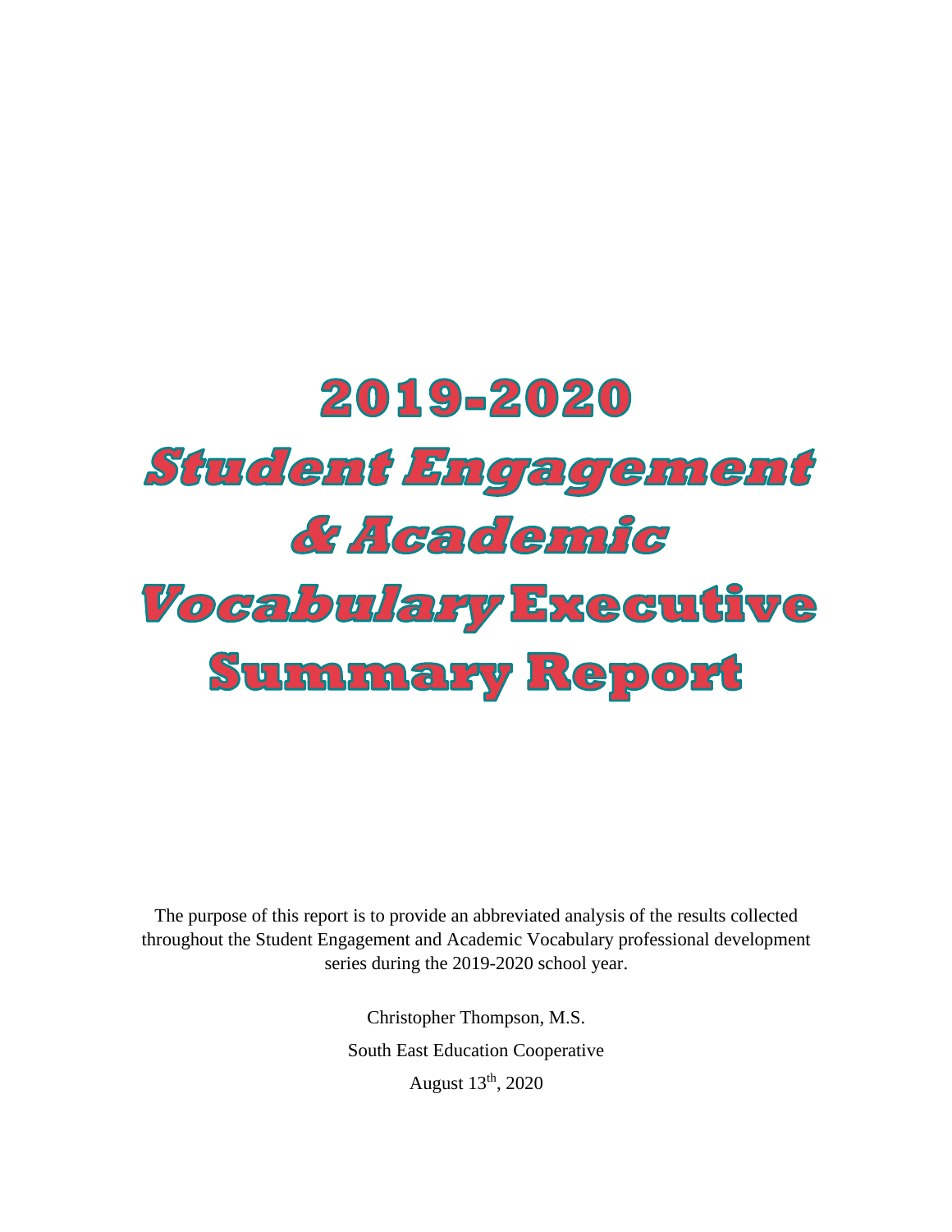# 2019-2020 *Student Engagement & Academic Vocabulary* Executive Summary Report

The purpose of this report is to provide an abbreviated analysis of the results collected throughout the Student Engagement and Academic Vocabulary professional development series during the 2019-2020 school year.

Christopher Thompson, M.S.

South East Education Cooperative

August 13th, 2020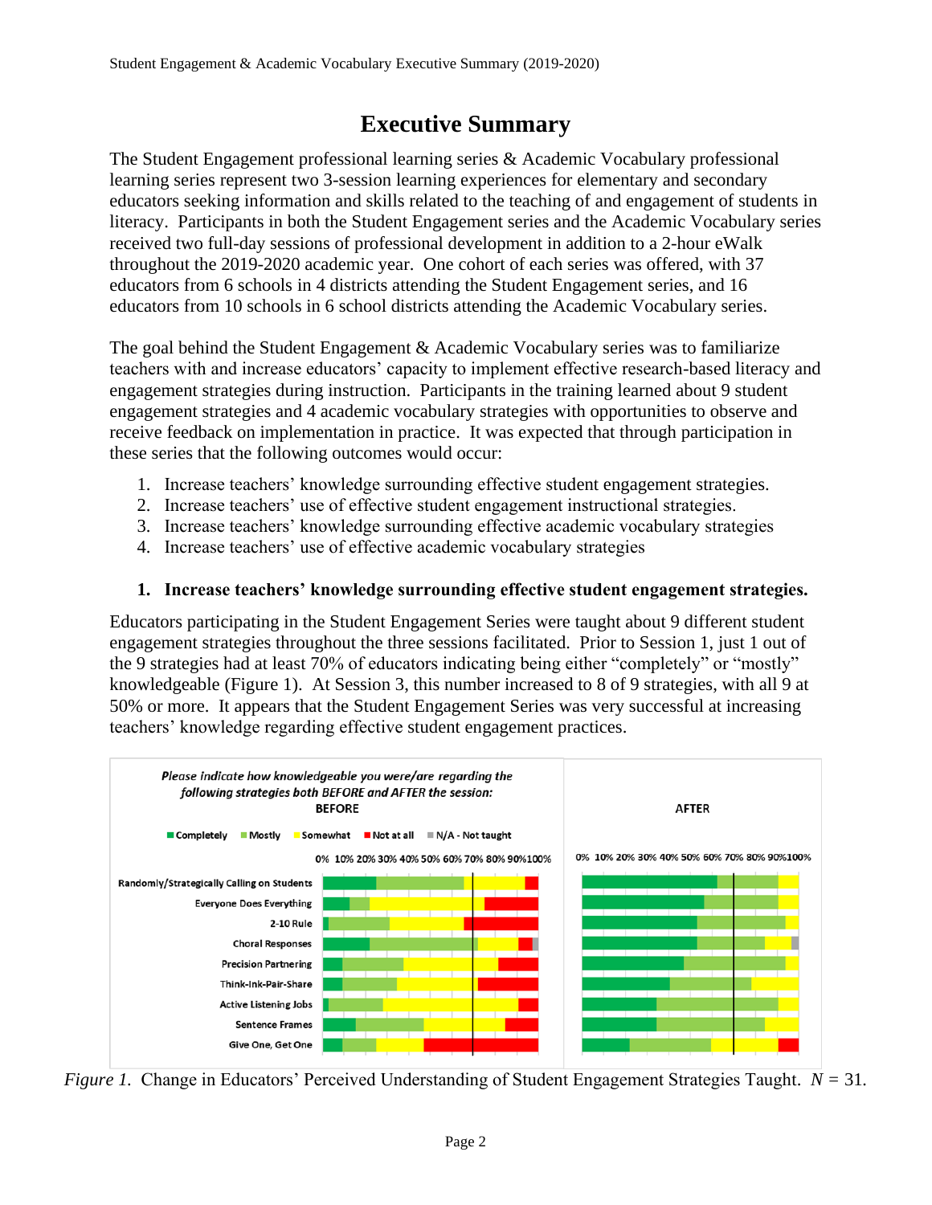# Executive Summary

The Student Engagement professional learning series & Academic Vocabulary professional learning series represent two 3-session learning experiences for elementary and secondary educators seeking information and skills related to the teaching of and engagement of students in literacy. Participants in both the Student Engagement series and the Academic Vocabulary series received two full-day sessions of professional development in addition to a 2-hour eWalk throughout the 2019-2020 academic year. One cohort of each series was offered, with 37 educators from 6 schools in 4 districts attending the Student Engagement series, and 16 educators from 10 schools in 6 school districts attending the Academic Vocabulary series.

The goal behind the Student Engagement & Academic Vocabulary series was to familiarize teachers with and increase educators' capacity to implement effective research-based literacy and engagement strategies during instruction. Participants in the training learned about 9 student engagement strategies and 4 academic vocabulary strategies with opportunities to observe and receive feedback on implementation in practice. It was expected that through participation in these series that the following outcomes would occur:

1. Increase teachers' knowledge surrounding effective student engagement strategies.
2. Increase teachers' use of effective student engagement instructional strategies.
3. Increase teachers' knowledge surrounding effective academic vocabulary strategies
4. Increase teachers' use of effective academic vocabulary strategies

### 1. Increase teachers' knowledge surrounding effective student engagement strategies.

Educators participating in the Student Engagement Series were taught about 9 different student engagement strategies throughout the three sessions facilitated. Prior to Session 1, just 1 out of the 9 strategies had at least 70% of educators indicating being either "completely" or "mostly" knowledgeable (Figure 1). At Session 3, this number increased to 8 of 9 strategies, with all 9 at 50% or more. It appears that the Student Engagement Series was very successful at increasing teachers' knowledge regarding effective student engagement practices.

*Please indicate how knowledgeable you were/are regarding the following strategies both BEFORE and AFTER the session:*

Legend: Completely, Mostly, Somewhat, Not at all, N/A - Not taught

Strategies (BEFORE / AFTER): Randomly/Strategically Calling on Students; Everyone Does Everything; 2-10 Rule; Choral Responses; Precision Partnering; Think-Ink-Pair-Share; Active Listening Jobs; Sentence Frames; Give One, Get One

*Figure 1.* Change in Educators' Perceived Understanding of Student Engagement Strategies Taught. $N$ = 31.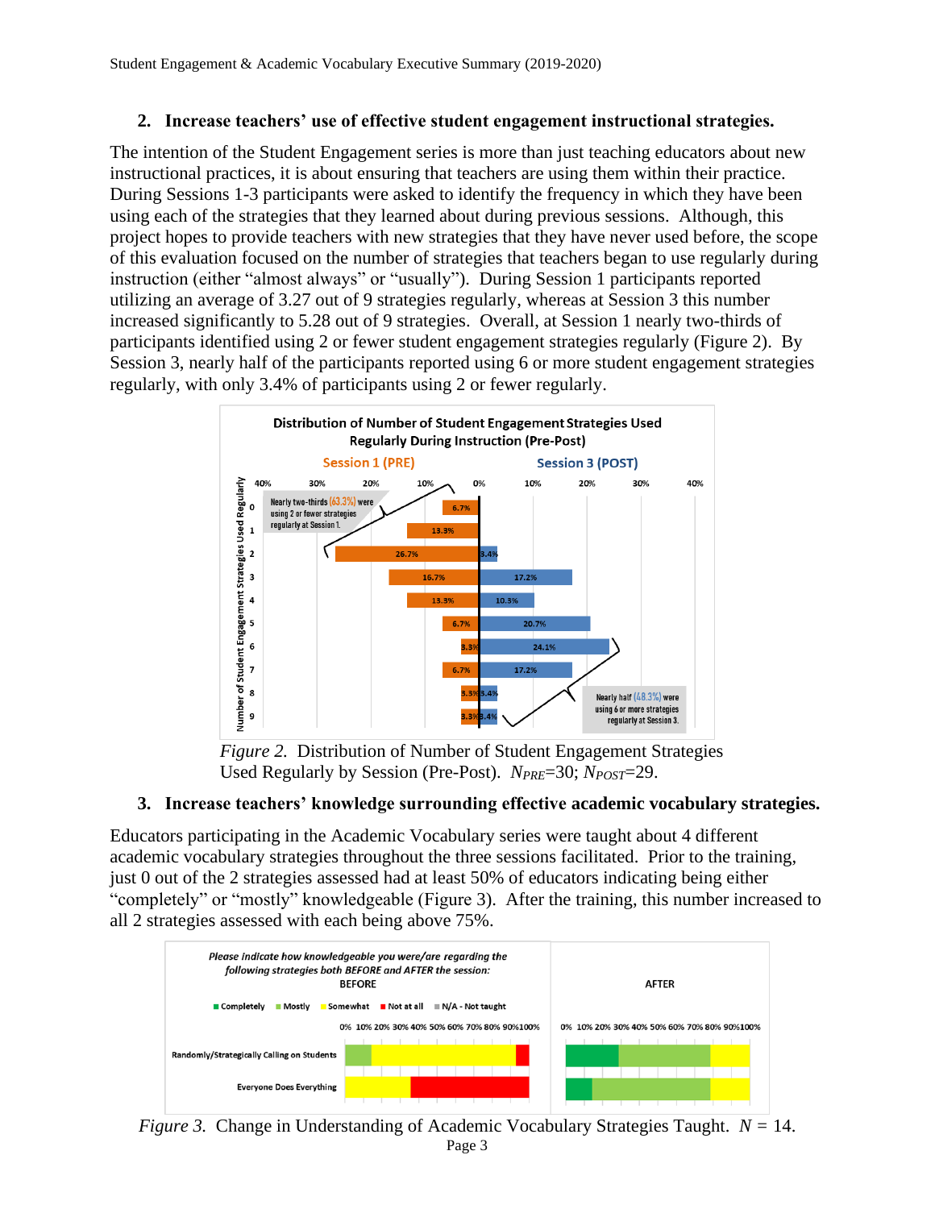2. **Increase teachers' use of effective student engagement instructional strategies.**

The intention of the Student Engagement series is more than just teaching educators about new instructional practices, it is about ensuring that teachers are using them within their practice. During Sessions 1-3 participants were asked to identify the frequency in which they have been using each of the strategies that they learned about during previous sessions. Although, this project hopes to provide teachers with new strategies that they have never used before, the scope of this evaluation focused on the number of strategies that teachers began to use regularly during instruction (either "almost always" or "usually"). During Session 1 participants reported utilizing an average of 3.27 out of 9 strategies regularly, whereas at Session 3 this number increased significantly to 5.28 out of 9 strategies. Overall, at Session 1 nearly two-thirds of participants identified using 2 or fewer student engagement strategies regularly (Figure 2). By Session 3, nearly half of the participants reported using 6 or more student engagement strategies regularly, with only 3.4% of participants using 2 or fewer regularly.

*Figure 2.* Distribution of Number of Student Engagement Strategies Used Regularly by Session (Pre-Post). $N_{PRE}$=30; $N_{POST}$=29.

3. **Increase teachers' knowledge surrounding effective academic vocabulary strategies.**

Educators participating in the Academic Vocabulary series were taught about 4 different academic vocabulary strategies throughout the three sessions facilitated. Prior to the training, just 0 out of the 2 strategies assessed had at least 50% of educators indicating being either "completely" or "mostly" knowledgeable (Figure 3). After the training, this number increased to all 2 strategies assessed with each being above 75%.

*Figure 3.* Change in Understanding of Academic Vocabulary Strategies Taught. $N$ = 14.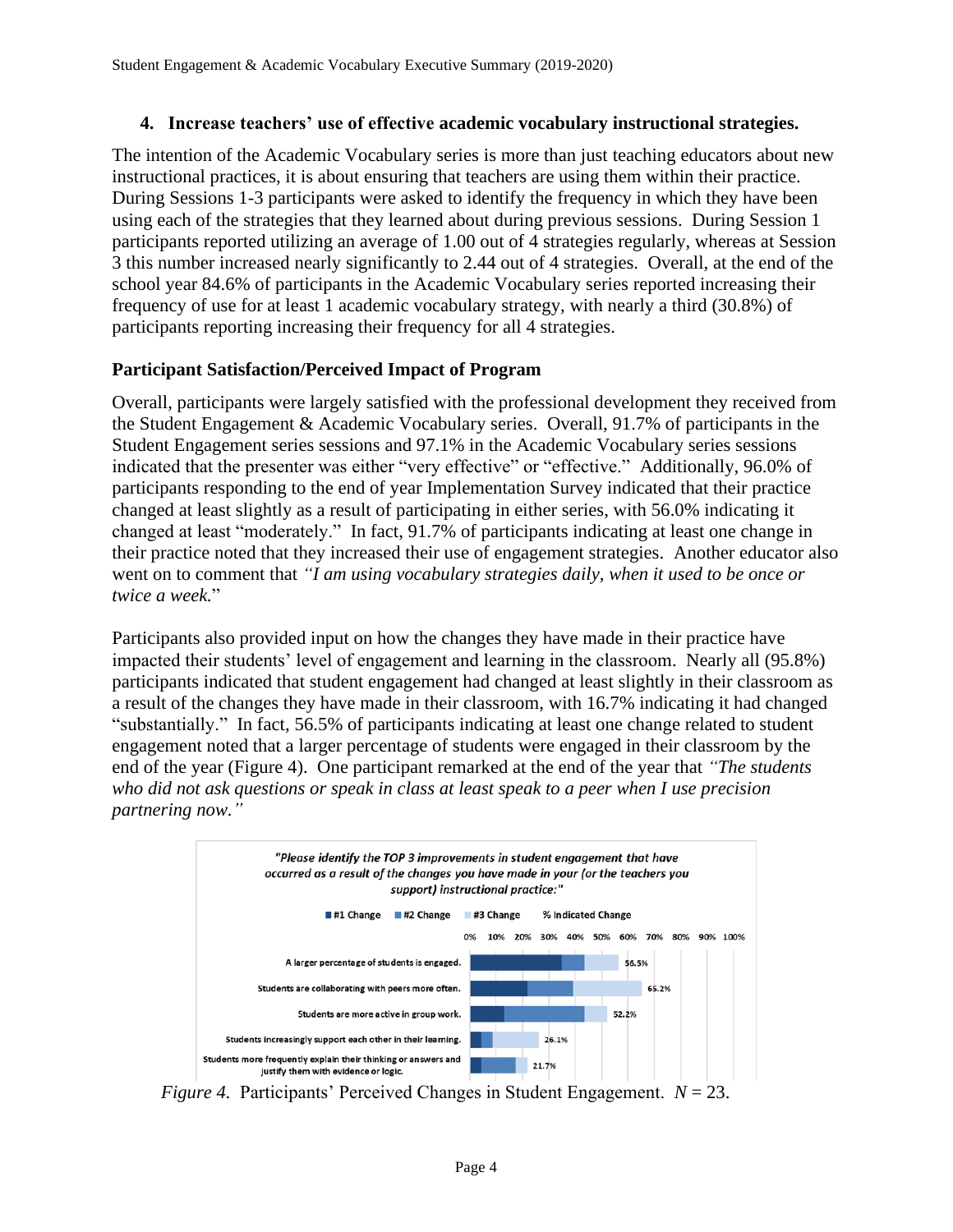### 4. Increase teachers' use of effective academic vocabulary instructional strategies.

The intention of the Academic Vocabulary series is more than just teaching educators about new instructional practices, it is about ensuring that teachers are using them within their practice. During Sessions 1-3 participants were asked to identify the frequency in which they have been using each of the strategies that they learned about during previous sessions. During Session 1 participants reported utilizing an average of 1.00 out of 4 strategies regularly, whereas at Session 3 this number increased nearly significantly to 2.44 out of 4 strategies. Overall, at the end of the school year 84.6% of participants in the Academic Vocabulary series reported increasing their frequency of use for at least 1 academic vocabulary strategy, with nearly a third (30.8%) of participants reporting increasing their frequency for all 4 strategies.

### Participant Satisfaction/Perceived Impact of Program

Overall, participants were largely satisfied with the professional development they received from the Student Engagement & Academic Vocabulary series. Overall, 91.7% of participants in the Student Engagement series sessions and 97.1% in the Academic Vocabulary series sessions indicated that the presenter was either "very effective" or "effective." Additionally, 96.0% of participants responding to the end of year Implementation Survey indicated that their practice changed at least slightly as a result of participating in either series, with 56.0% indicating it changed at least "moderately." In fact, 91.7% of participants indicating at least one change in their practice noted that they increased their use of engagement strategies. Another educator also went on to comment that *"I am using vocabulary strategies daily, when it used to be once or twice a week.*"

Participants also provided input on how the changes they have made in their practice have impacted their students' level of engagement and learning in the classroom. Nearly all (95.8%) participants indicated that student engagement had changed at least slightly in their classroom as a result of the changes they have made in their classroom, with 16.7% indicating it had changed "substantially." In fact, 56.5% of participants indicating at least one change related to student engagement noted that a larger percentage of students were engaged in their classroom by the end of the year (Figure 4). One participant remarked at the end of the year that *"The students who did not ask questions or speak in class at least speak to a peer when I use precision partnering now."*

***"Please identify the TOP 3 improvements in student engagement that have occurred as a result of the changes you have made in your (or the teachers you support) instructional practice:"***

| Improvement | % Indicated Change |
|---|---|
| A larger percentage of students is engaged. | 56.5% |
| Students are collaborating with peers more often. | 65.2% |
| Students are more active in group work. | 52.2% |
| Students increasingly support each other in their learning. | 26.1% |
| Students more frequently explain their thinking or answers and justify them with evidence or logic. | 21.7% |

*Figure 4.* Participants' Perceived Changes in Student Engagement. *N* = 23.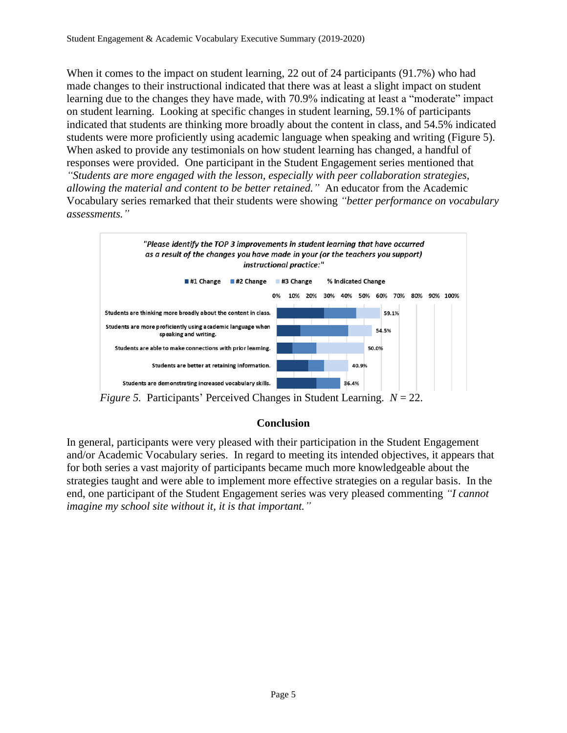When it comes to the impact on student learning, 22 out of 24 participants (91.7%) who had made changes to their instructional indicated that there was at least a slight impact on student learning due to the changes they have made, with 70.9% indicating at least a "moderate" impact on student learning. Looking at specific changes in student learning, 59.1% of participants indicated that students are thinking more broadly about the content in class, and 54.5% indicated students were more proficiently using academic language when speaking and writing (Figure 5). When asked to provide any testimonials on how student learning has changed, a handful of responses were provided. One participant in the Student Engagement series mentioned that *"Students are more engaged with the lesson, especially with peer collaboration strategies, allowing the material and content to be better retained."* An educator from the Academic Vocabulary series remarked that their students were showing *"better performance on vocabulary assessments."*

*"Please identify the TOP 3 improvements in student learning that have occurred as a result of the changes you have made in your (or the teachers you support) instructional practice:"*

#1 Change
#2 Change
#3 Change
% Indicated Change

0% 10% 20% 30% 40% 50% 60% 70% 80% 90% 100%

Students are thinking more broadly about the content in class. 59.1%
Students are more proficiently using academic language when speaking and writing. 54.5%
Students are able to make connections with prior learning. 50.0%
Students are better at retaining information. 40.9%
Students are demonstrating increased vocabulary skills. 36.4%

*Figure 5.* Participants' Perceived Changes in Student Learning. $N = 22$.

## Conclusion

In general, participants were very pleased with their participation in the Student Engagement and/or Academic Vocabulary series. In regard to meeting its intended objectives, it appears that for both series a vast majority of participants became much more knowledgeable about the strategies taught and were able to implement more effective strategies on a regular basis. In the end, one participant of the Student Engagement series was very pleased commenting *"I cannot imagine my school site without it, it is that important."*